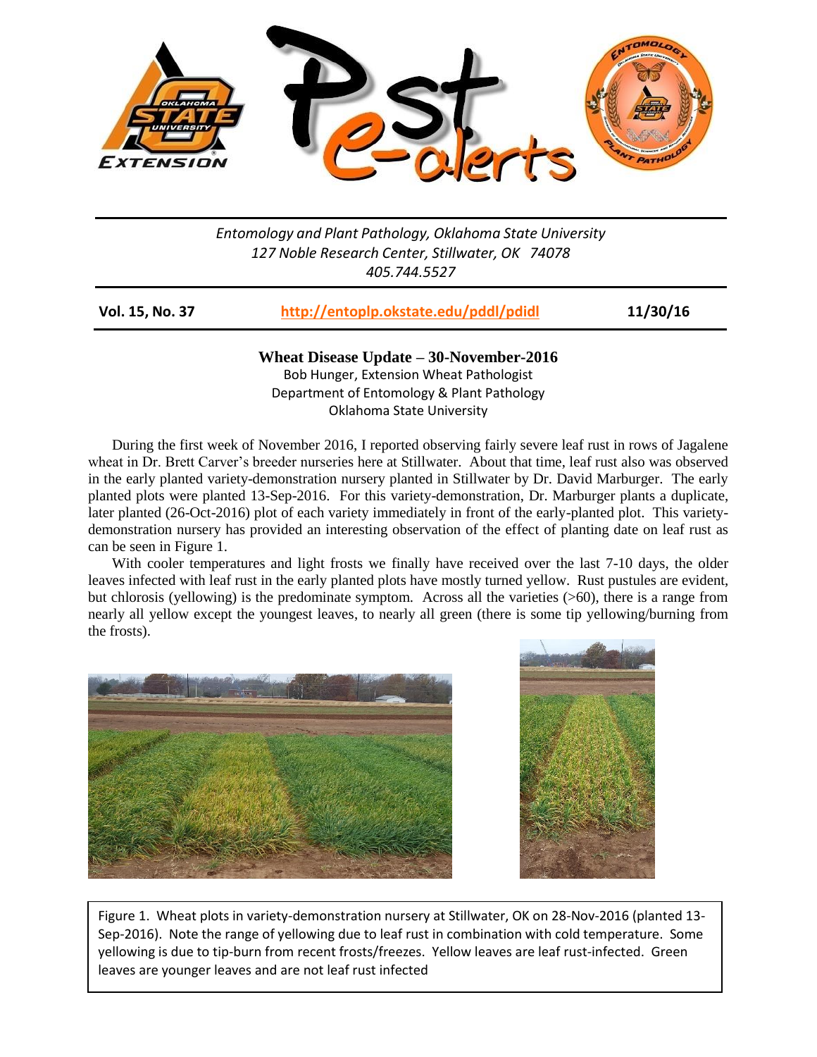Entomology and Plant Pathology, Oklahoma State University
127 Noble Research Center, Stillwater, OK 74078
405.744.5527

**Vol. 15, No. 37** | **http://entoplp.okstate.edu/pddl/pdidl** | **11/30/16**

# Wheat Disease Update – 30-November-2016

Bob Hunger, Extension Wheat Pathologist
Department of Entomology & Plant Pathology
Oklahoma State University

During the first week of November 2016, I reported observing fairly severe leaf rust in rows of Jagalene wheat in Dr. Brett Carver's breeder nurseries here at Stillwater. About that time, leaf rust also was observed in the early planted variety-demonstration nursery planted in Stillwater by Dr. David Marburger. The early planted plots were planted 13-Sep-2016. For this variety-demonstration, Dr. Marburger plants a duplicate, later planted (26-Oct-2016) plot of each variety immediately in front of the early-planted plot. This variety-demonstration nursery has provided an interesting observation of the effect of planting date on leaf rust as can be seen in Figure 1.

With cooler temperatures and light frosts we finally have received over the last 7-10 days, the older leaves infected with leaf rust in the early planted plots have mostly turned yellow. Rust pustules are evident, but chlorosis (yellowing) is the predominate symptom. Across all the varieties (>60), there is a range from nearly all yellow except the youngest leaves, to nearly all green (there is some tip yellowing/burning from the frosts).

Figure 1. Wheat plots in variety-demonstration nursery at Stillwater, OK on 28-Nov-2016 (planted 13-Sep-2016). Note the range of yellowing due to leaf rust in combination with cold temperature. Some yellowing is due to tip-burn from recent frosts/freezes. Yellow leaves are leaf rust-infected. Green leaves are younger leaves and are not leaf rust infected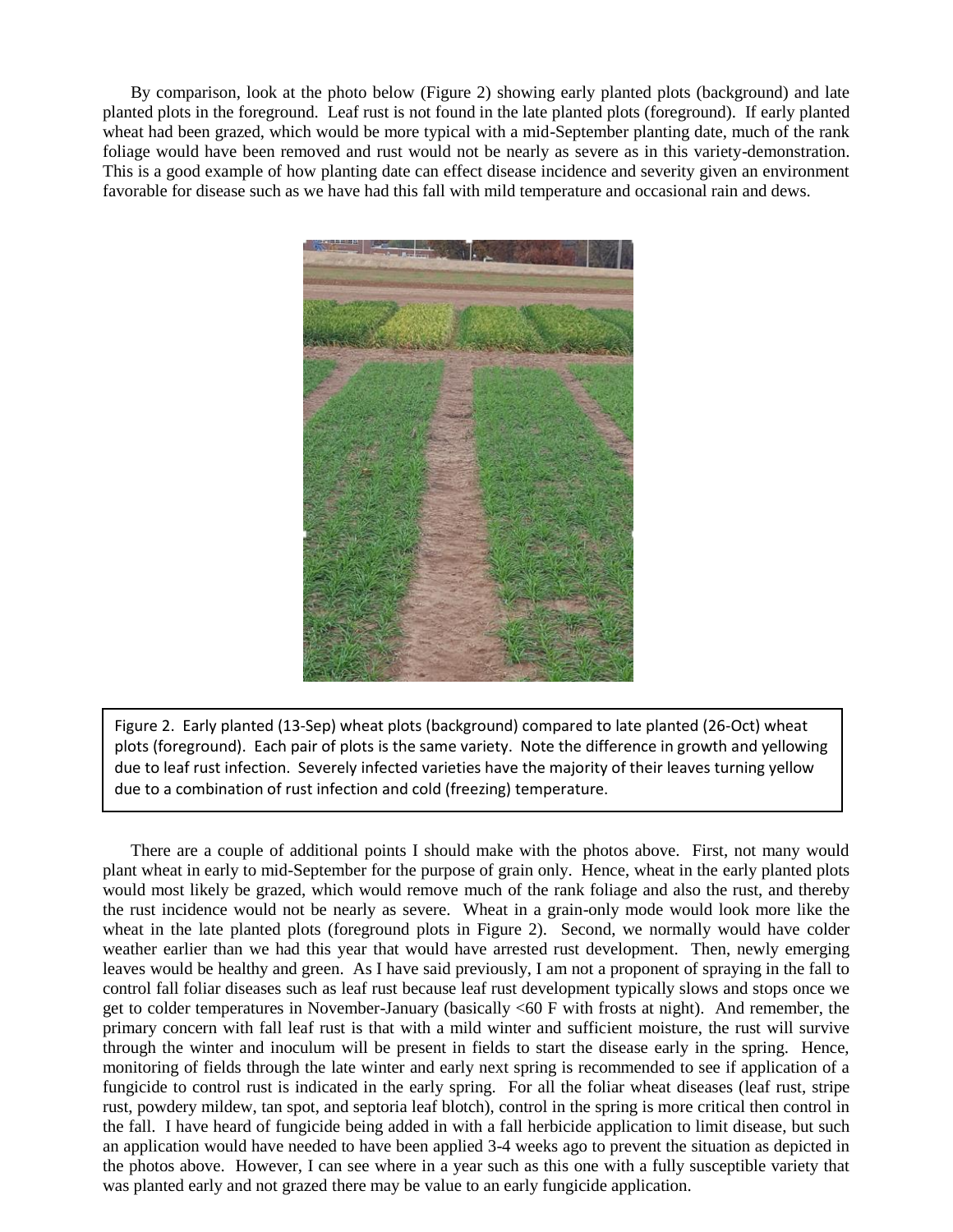By comparison, look at the photo below (Figure 2) showing early planted plots (background) and late planted plots in the foreground. Leaf rust is not found in the late planted plots (foreground). If early planted wheat had been grazed, which would be more typical with a mid-September planting date, much of the rank foliage would have been removed and rust would not be nearly as severe as in this variety-demonstration. This is a good example of how planting date can effect disease incidence and severity given an environment favorable for disease such as we have had this fall with mild temperature and occasional rain and dews.

Figure 2. Early planted (13-Sep) wheat plots (background) compared to late planted (26-Oct) wheat plots (foreground). Each pair of plots is the same variety. Note the difference in growth and yellowing due to leaf rust infection. Severely infected varieties have the majority of their leaves turning yellow due to a combination of rust infection and cold (freezing) temperature.

There are a couple of additional points I should make with the photos above. First, not many would plant wheat in early to mid-September for the purpose of grain only. Hence, wheat in the early planted plots would most likely be grazed, which would remove much of the rank foliage and also the rust, and thereby the rust incidence would not be nearly as severe. Wheat in a grain-only mode would look more like the wheat in the late planted plots (foreground plots in Figure 2). Second, we normally would have colder weather earlier than we had this year that would have arrested rust development. Then, newly emerging leaves would be healthy and green. As I have said previously, I am not a proponent of spraying in the fall to control fall foliar diseases such as leaf rust because leaf rust development typically slows and stops once we get to colder temperatures in November-January (basically <60 F with frosts at night). And remember, the primary concern with fall leaf rust is that with a mild winter and sufficient moisture, the rust will survive through the winter and inoculum will be present in fields to start the disease early in the spring. Hence, monitoring of fields through the late winter and early next spring is recommended to see if application of a fungicide to control rust is indicated in the early spring. For all the foliar wheat diseases (leaf rust, stripe rust, powdery mildew, tan spot, and septoria leaf blotch), control in the spring is more critical then control in the fall. I have heard of fungicide being added in with a fall herbicide application to limit disease, but such an application would have needed to have been applied 3-4 weeks ago to prevent the situation as depicted in the photos above. However, I can see where in a year such as this one with a fully susceptible variety that was planted early and not grazed there may be value to an early fungicide application.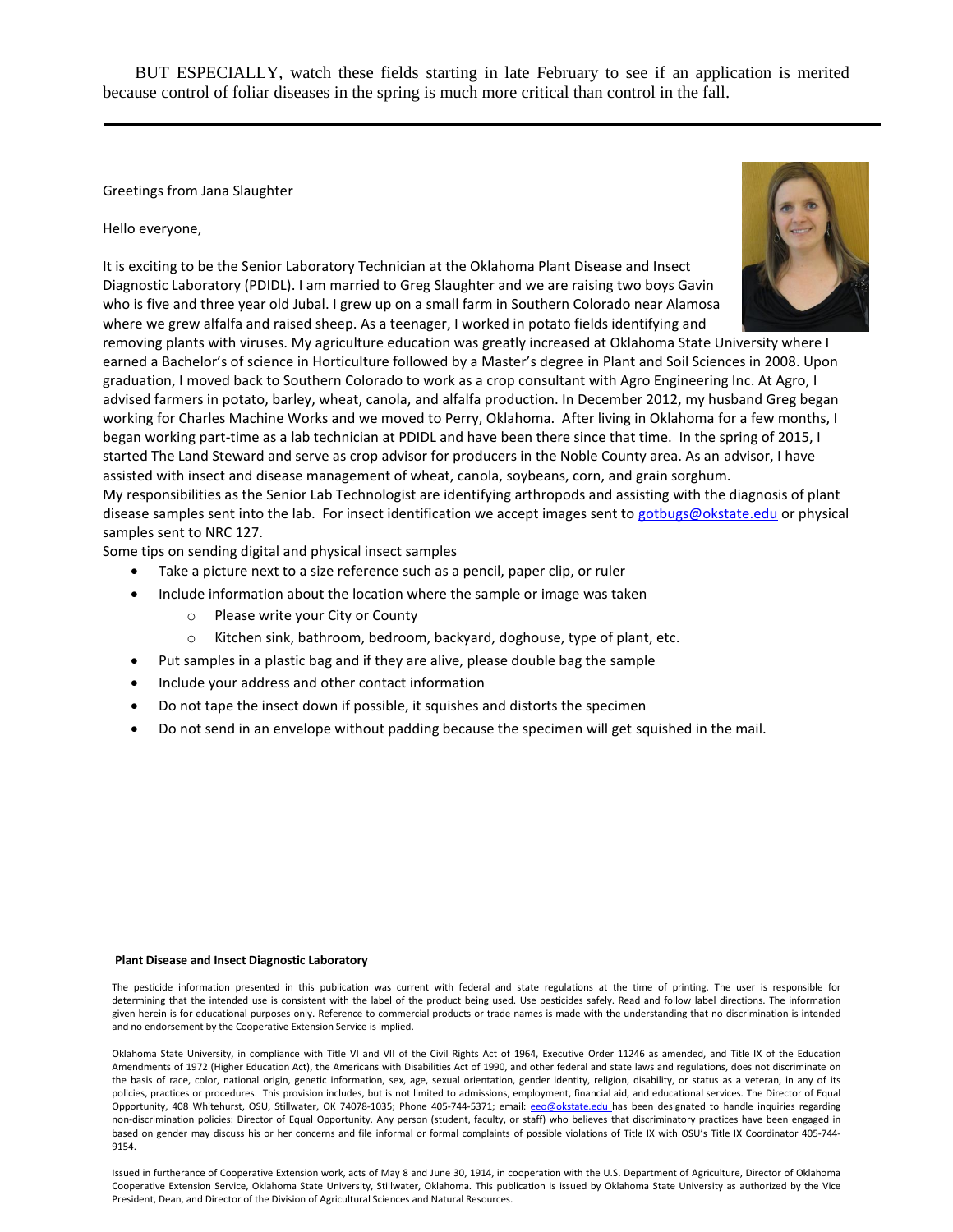BUT ESPECIALLY, watch these fields starting in late February to see if an application is merited because control of foliar diseases in the spring is much more critical than control in the fall.

---

Greetings from Jana Slaughter

Hello everyone,

It is exciting to be the Senior Laboratory Technician at the Oklahoma Plant Disease and Insect Diagnostic Laboratory (PDIDL). I am married to Greg Slaughter and we are raising two boys Gavin who is five and three year old Jubal. I grew up on a small farm in Southern Colorado near Alamosa where we grew alfalfa and raised sheep. As a teenager, I worked in potato fields identifying and removing plants with viruses. My agriculture education was greatly increased at Oklahoma State University where I earned a Bachelor's of science in Horticulture followed by a Master's degree in Plant and Soil Sciences in 2008. Upon graduation, I moved back to Southern Colorado to work as a crop consultant with Agro Engineering Inc. At Agro, I advised farmers in potato, barley, wheat, canola, and alfalfa production. In December 2012, my husband Greg began working for Charles Machine Works and we moved to Perry, Oklahoma. After living in Oklahoma for a few months, I began working part-time as a lab technician at PDIDL and have been there since that time. In the spring of 2015, I started The Land Steward and serve as crop advisor for producers in the Noble County area. As an advisor, I have assisted with insect and disease management of wheat, canola, soybeans, corn, and grain sorghum.

My responsibilities as the Senior Lab Technologist are identifying arthropods and assisting with the diagnosis of plant disease samples sent into the lab. For insect identification we accept images sent to gotbugs@okstate.edu or physical samples sent to NRC 127.

Some tips on sending digital and physical insect samples

- Take a picture next to a size reference such as a pencil, paper clip, or ruler
- Include information about the location where the sample or image was taken
  - Please write your City or County
  - Kitchen sink, bathroom, bedroom, backyard, doghouse, type of plant, etc.
- Put samples in a plastic bag and if they are alive, please double bag the sample
- Include your address and other contact information
- Do not tape the insect down if possible, it squishes and distorts the specimen
- Do not send in an envelope without padding because the specimen will get squished in the mail.

---

**Plant Disease and Insect Diagnostic Laboratory**

The pesticide information presented in this publication was current with federal and state regulations at the time of printing. The user is responsible for determining that the intended use is consistent with the label of the product being used. Use pesticides safely. Read and follow label directions. The information given herein is for educational purposes only. Reference to commercial products or trade names is made with the understanding that no discrimination is intended and no endorsement by the Cooperative Extension Service is implied.

Oklahoma State University, in compliance with Title VI and VII of the Civil Rights Act of 1964, Executive Order 11246 as amended, and Title IX of the Education Amendments of 1972 (Higher Education Act), the Americans with Disabilities Act of 1990, and other federal and state laws and regulations, does not discriminate on the basis of race, color, national origin, genetic information, sex, age, sexual orientation, gender identity, religion, disability, or status as a veteran, in any of its policies, practices or procedures. This provision includes, but is not limited to admissions, employment, financial aid, and educational services. The Director of Equal Opportunity, 408 Whitehurst, OSU, Stillwater, OK 74078-1035; Phone 405-744-5371; email: eeo@okstate.edu has been designated to handle inquiries regarding non-discrimination policies: Director of Equal Opportunity. Any person (student, faculty, or staff) who believes that discriminatory practices have been engaged in based on gender may discuss his or her concerns and file informal or formal complaints of possible violations of Title IX with OSU's Title IX Coordinator 405-744-9154.

Issued in furtherance of Cooperative Extension work, acts of May 8 and June 30, 1914, in cooperation with the U.S. Department of Agriculture, Director of Oklahoma Cooperative Extension Service, Oklahoma State University, Stillwater, Oklahoma. This publication is issued by Oklahoma State University as authorized by the Vice President, Dean, and Director of the Division of Agricultural Sciences and Natural Resources.